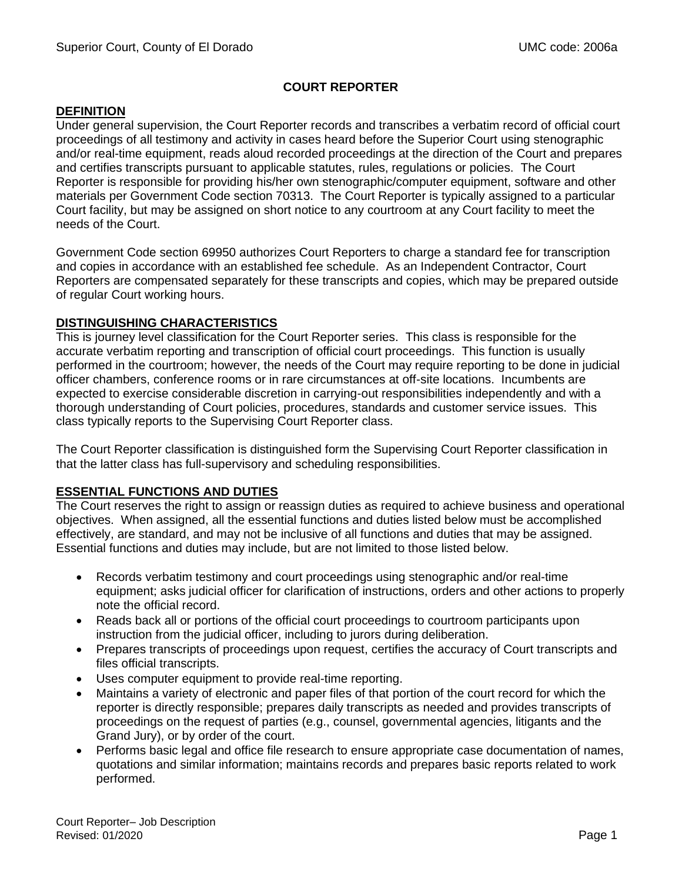Superior Court, County of El Dorado UMC code: 2006a

# COURT REPORTER

## DEFINITION

Under general supervision, the Court Reporter records and transcribes a verbatim record of official court proceedings of all testimony and activity in cases heard before the Superior Court using stenographic and/or real-time equipment, reads aloud recorded proceedings at the direction of the Court and prepares and certifies transcripts pursuant to applicable statutes, rules, regulations or policies. The Court Reporter is responsible for providing his/her own stenographic/computer equipment, software and other materials per Government Code section 70313. The Court Reporter is typically assigned to a particular Court facility, but may be assigned on short notice to any courtroom at any Court facility to meet the needs of the Court.

Government Code section 69950 authorizes Court Reporters to charge a standard fee for transcription and copies in accordance with an established fee schedule. As an Independent Contractor, Court Reporters are compensated separately for these transcripts and copies, which may be prepared outside of regular Court working hours.

## DISTINGUISHING CHARACTERISTICS

This is journey level classification for the Court Reporter series. This class is responsible for the accurate verbatim reporting and transcription of official court proceedings. This function is usually performed in the courtroom; however, the needs of the Court may require reporting to be done in judicial officer chambers, conference rooms or in rare circumstances at off-site locations. Incumbents are expected to exercise considerable discretion in carrying-out responsibilities independently and with a thorough understanding of Court policies, procedures, standards and customer service issues. This class typically reports to the Supervising Court Reporter class.

The Court Reporter classification is distinguished form the Supervising Court Reporter classification in that the latter class has full-supervisory and scheduling responsibilities.

## ESSENTIAL FUNCTIONS AND DUTIES

The Court reserves the right to assign or reassign duties as required to achieve business and operational objectives. When assigned, all the essential functions and duties listed below must be accomplished effectively, are standard, and may not be inclusive of all functions and duties that may be assigned. Essential functions and duties may include, but are not limited to those listed below.

- Records verbatim testimony and court proceedings using stenographic and/or real-time equipment; asks judicial officer for clarification of instructions, orders and other actions to properly note the official record.
- Reads back all or portions of the official court proceedings to courtroom participants upon instruction from the judicial officer, including to jurors during deliberation.
- Prepares transcripts of proceedings upon request, certifies the accuracy of Court transcripts and files official transcripts.
- Uses computer equipment to provide real-time reporting.
- Maintains a variety of electronic and paper files of that portion of the court record for which the reporter is directly responsible; prepares daily transcripts as needed and provides transcripts of proceedings on the request of parties (e.g., counsel, governmental agencies, litigants and the Grand Jury), or by order of the court.
- Performs basic legal and office file research to ensure appropriate case documentation of names, quotations and similar information; maintains records and prepares basic reports related to work performed.

Court Reporter– Job Description
Revised: 01/2020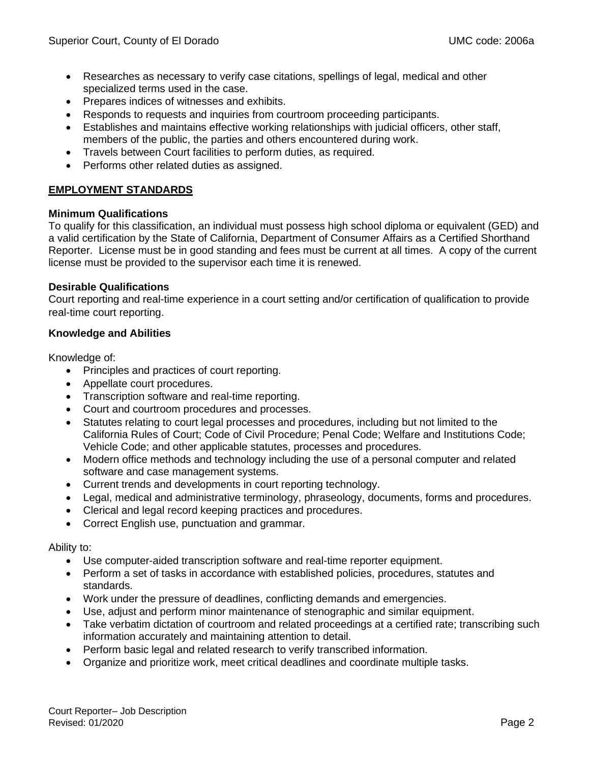- Researches as necessary to verify case citations, spellings of legal, medical and other specialized terms used in the case.
- Prepares indices of witnesses and exhibits.
- Responds to requests and inquiries from courtroom proceeding participants.
- Establishes and maintains effective working relationships with judicial officers, other staff, members of the public, the parties and others encountered during work.
- Travels between Court facilities to perform duties, as required.
- Performs other related duties as assigned.

## EMPLOYMENT STANDARDS

### Minimum Qualifications

To qualify for this classification, an individual must possess high school diploma or equivalent (GED) and a valid certification by the State of California, Department of Consumer Affairs as a Certified Shorthand Reporter. License must be in good standing and fees must be current at all times. A copy of the current license must be provided to the supervisor each time it is renewed.

### Desirable Qualifications

Court reporting and real-time experience in a court setting and/or certification of qualification to provide real-time court reporting.

### Knowledge and Abilities

Knowledge of:

- Principles and practices of court reporting.
- Appellate court procedures.
- Transcription software and real-time reporting.
- Court and courtroom procedures and processes.
- Statutes relating to court legal processes and procedures, including but not limited to the California Rules of Court; Code of Civil Procedure; Penal Code; Welfare and Institutions Code; Vehicle Code; and other applicable statutes, processes and procedures.
- Modern office methods and technology including the use of a personal computer and related software and case management systems.
- Current trends and developments in court reporting technology.
- Legal, medical and administrative terminology, phraseology, documents, forms and procedures.
- Clerical and legal record keeping practices and procedures.
- Correct English use, punctuation and grammar.

Ability to:

- Use computer-aided transcription software and real-time reporter equipment.
- Perform a set of tasks in accordance with established policies, procedures, statutes and standards.
- Work under the pressure of deadlines, conflicting demands and emergencies.
- Use, adjust and perform minor maintenance of stenographic and similar equipment.
- Take verbatim dictation of courtroom and related proceedings at a certified rate; transcribing such information accurately and maintaining attention to detail.
- Perform basic legal and related research to verify transcribed information.
- Organize and prioritize work, meet critical deadlines and coordinate multiple tasks.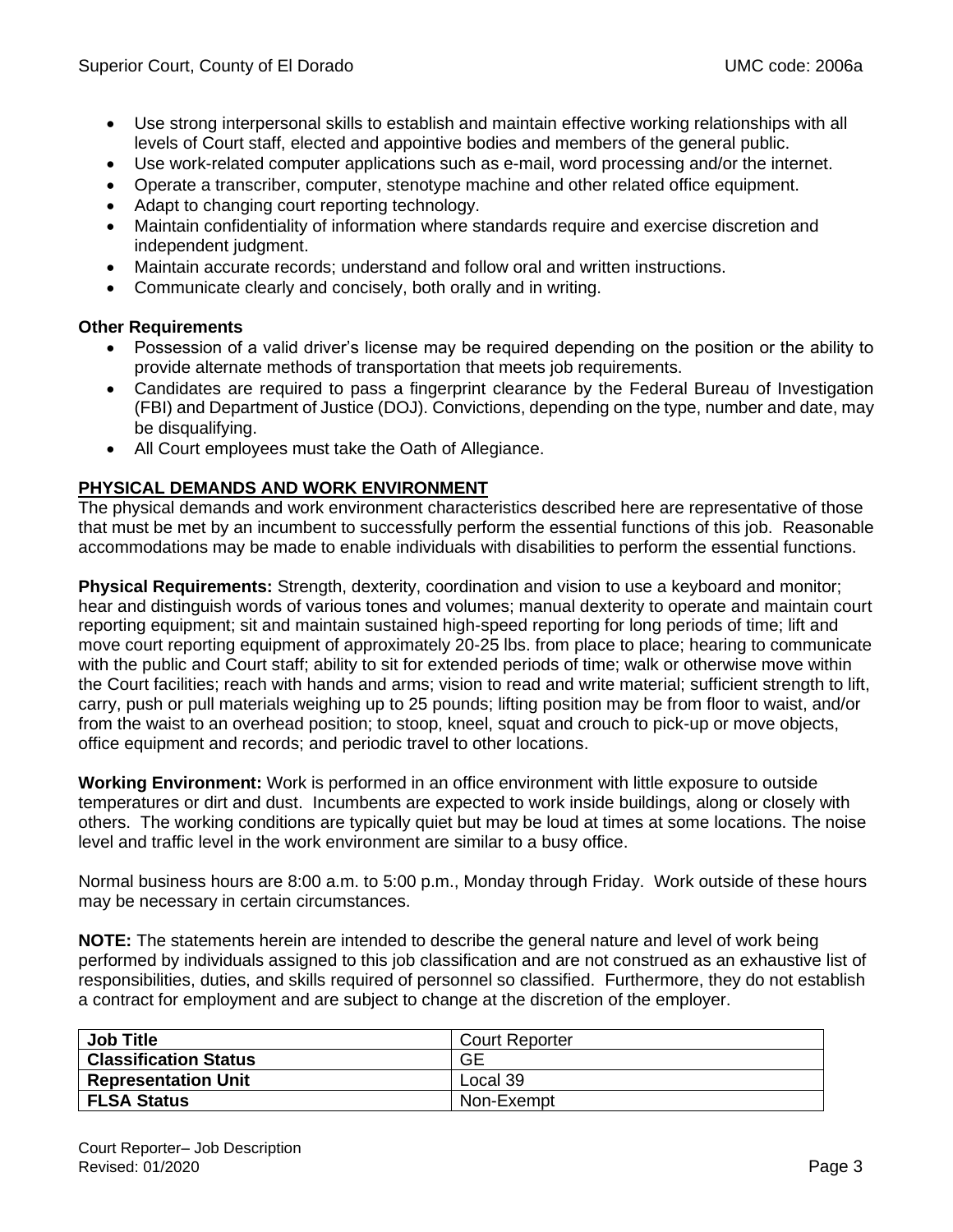- Use strong interpersonal skills to establish and maintain effective working relationships with all levels of Court staff, elected and appointive bodies and members of the general public.
- Use work-related computer applications such as e-mail, word processing and/or the internet.
- Operate a transcriber, computer, stenotype machine and other related office equipment.
- Adapt to changing court reporting technology.
- Maintain confidentiality of information where standards require and exercise discretion and independent judgment.
- Maintain accurate records; understand and follow oral and written instructions.
- Communicate clearly and concisely, both orally and in writing.

**Other Requirements**

- Possession of a valid driver's license may be required depending on the position or the ability to provide alternate methods of transportation that meets job requirements.
- Candidates are required to pass a fingerprint clearance by the Federal Bureau of Investigation (FBI) and Department of Justice (DOJ). Convictions, depending on the type, number and date, may be disqualifying.
- All Court employees must take the Oath of Allegiance.

## PHYSICAL DEMANDS AND WORK ENVIRONMENT

The physical demands and work environment characteristics described here are representative of those that must be met by an incumbent to successfully perform the essential functions of this job. Reasonable accommodations may be made to enable individuals with disabilities to perform the essential functions.

**Physical Requirements:** Strength, dexterity, coordination and vision to use a keyboard and monitor; hear and distinguish words of various tones and volumes; manual dexterity to operate and maintain court reporting equipment; sit and maintain sustained high-speed reporting for long periods of time; lift and move court reporting equipment of approximately 20-25 lbs. from place to place; hearing to communicate with the public and Court staff; ability to sit for extended periods of time; walk or otherwise move within the Court facilities; reach with hands and arms; vision to read and write material; sufficient strength to lift, carry, push or pull materials weighing up to 25 pounds; lifting position may be from floor to waist, and/or from the waist to an overhead position; to stoop, kneel, squat and crouch to pick-up or move objects, office equipment and records; and periodic travel to other locations.

**Working Environment:** Work is performed in an office environment with little exposure to outside temperatures or dirt and dust. Incumbents are expected to work inside buildings, along or closely with others. The working conditions are typically quiet but may be loud at times at some locations. The noise level and traffic level in the work environment are similar to a busy office.

Normal business hours are 8:00 a.m. to 5:00 p.m., Monday through Friday. Work outside of these hours may be necessary in certain circumstances.

**NOTE:** The statements herein are intended to describe the general nature and level of work being performed by individuals assigned to this job classification and are not construed as an exhaustive list of responsibilities, duties, and skills required of personnel so classified. Furthermore, they do not establish a contract for employment and are subject to change at the discretion of the employer.

| **Job Title** | Court Reporter |
|---|---|
| **Classification Status** | GE |
| **Representation Unit** | Local 39 |
| **FLSA Status** | Non-Exempt |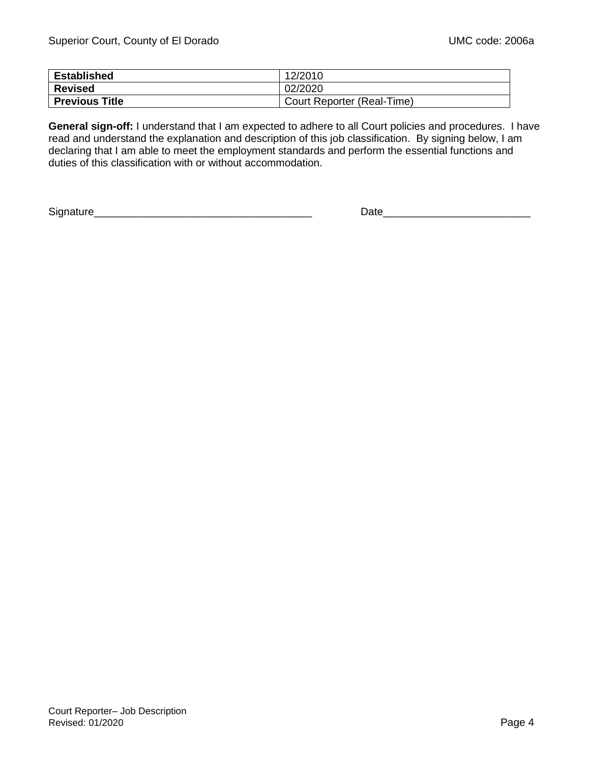| | |
|---|---|
| **Established** | 12/2010 |
| **Revised** | 02/2020 |
| **Previous Title** | Court Reporter (Real-Time) |

**General sign-off:** I understand that I am expected to adhere to all Court policies and procedures. I have read and understand the explanation and description of this job classification. By signing below, I am declaring that I am able to meet the employment standards and perform the essential functions and duties of this classification with or without accommodation.

Signature_____________________________________ Date_________________________